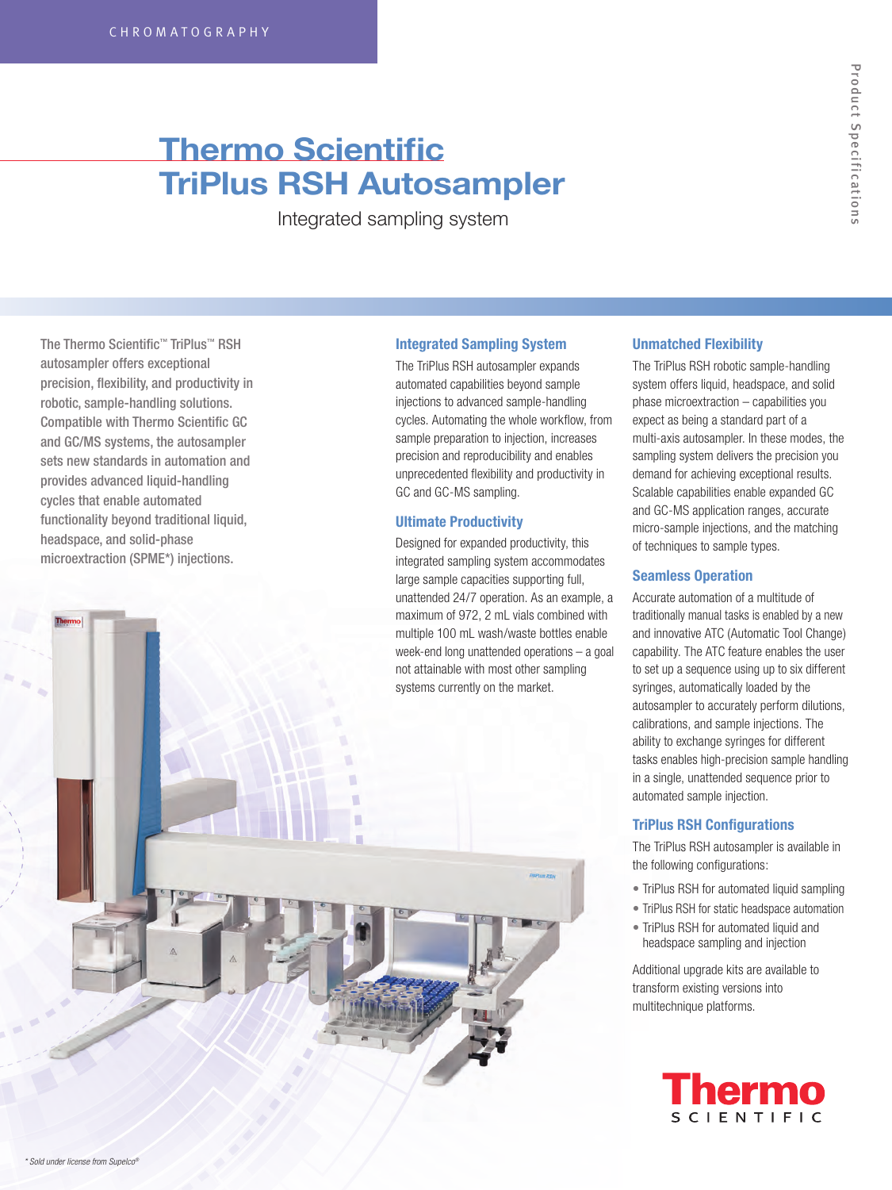CHROMATOGRAPHY

# Thermo Scientific TriPlus RSH Autosampler

Integrated sampling system

**The Thermo Scientific™ TriPlus™ RSH autosampler offers exceptional precision, flexibility, and productivity in robotic, sample-handling solutions. Compatible with Thermo Scientific GC and GC/MS systems, the autosampler sets new standards in automation and provides advanced liquid-handling cycles that enable automated functionality beyond traditional liquid, headspace, and solid-phase microextraction (SPME*) injections.**

## Integrated Sampling System

The TriPlus RSH autosampler expands automated capabilities beyond sample injections to advanced sample-handling cycles. Automating the whole workflow, from sample preparation to injection, increases precision and reproducibility and enables unprecedented flexibility and productivity in GC and GC-MS sampling.

## Ultimate Productivity

Designed for expanded productivity, this integrated sampling system accommodates large sample capacities supporting full, unattended 24/7 operation. As an example, a maximum of 972, 2 mL vials combined with multiple 100 mL wash/waste bottles enable week-end long unattended operations – a goal not attainable with most other sampling systems currently on the market.

## Unmatched Flexibility

The TriPlus RSH robotic sample-handling system offers liquid, headspace, and solid phase microextraction – capabilities you expect as being a standard part of a multi-axis autosampler. In these modes, the sampling system delivers the precision you demand for achieving exceptional results. Scalable capabilities enable expanded GC and GC-MS application ranges, accurate micro-sample injections, and the matching of techniques to sample types.

## Seamless Operation

Accurate automation of a multitude of traditionally manual tasks is enabled by a new and innovative ATC (Automatic Tool Change) capability. The ATC feature enables the user to set up a sequence using up to six different syringes, automatically loaded by the autosampler to accurately perform dilutions, calibrations, and sample injections. The ability to exchange syringes for different tasks enables high-precision sample handling in a single, unattended sequence prior to automated sample injection.

## TriPlus RSH Configurations

The TriPlus RSH autosampler is available in the following configurations:

- TriPlus RSH for automated liquid sampling
- TriPlus RSH for static headspace automation
- TriPlus RSH for automated liquid and headspace sampling and injection

Additional upgrade kits are available to transform existing versions into multitechnique platforms.

*\* Sold under license from Supelco®*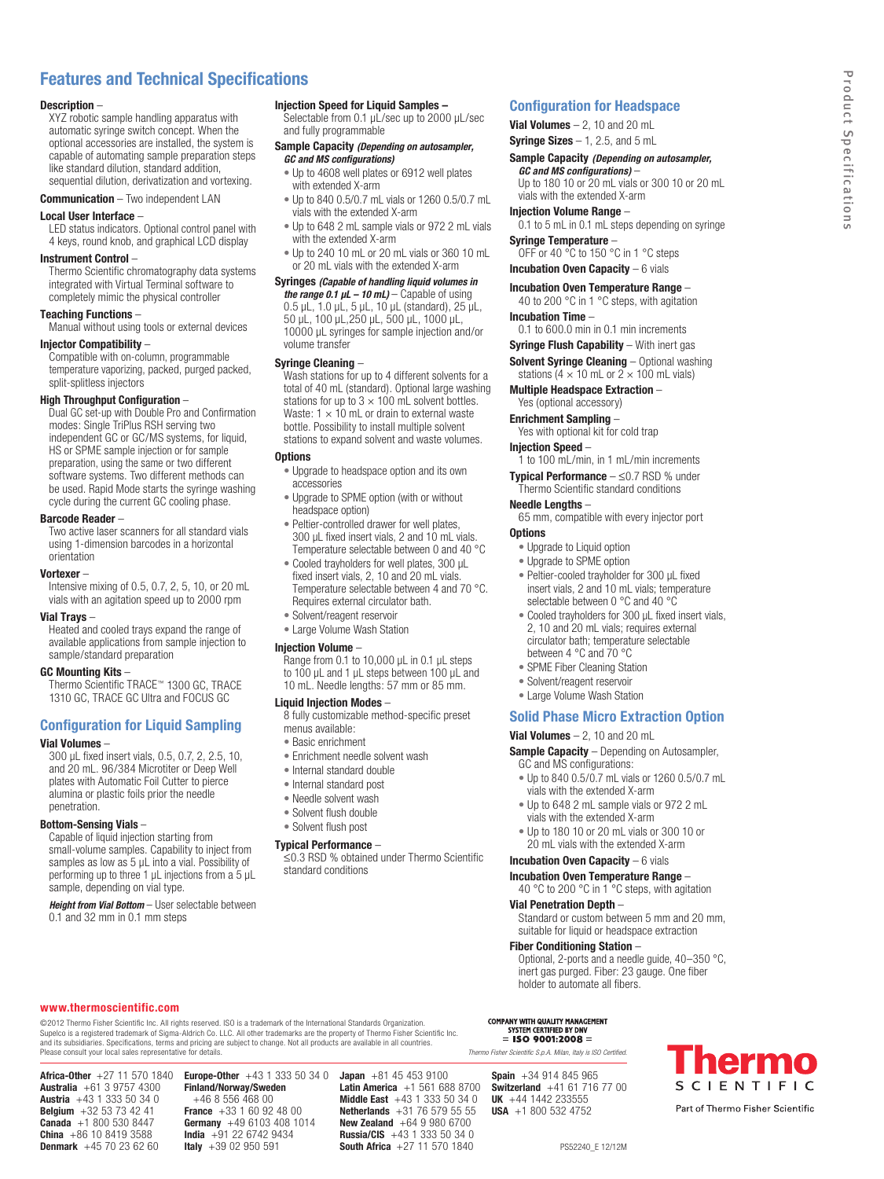# Features and Technical Specifications

**Description** – XYZ robotic sample handling apparatus with automatic syringe switch concept. When the optional accessories are installed, the system is capable of automating sample preparation steps like standard dilution, standard addition, sequential dilution, derivatization and vortexing.

**Communication** – Two independent LAN

**Local User Interface** – LED status indicators. Optional control panel with 4 keys, round knob, and graphical LCD display

**Instrument Control** – Thermo Scientific chromatography data systems integrated with Virtual Terminal software to completely mimic the physical controller

**Teaching Functions** – Manual without using tools or external devices

**Injector Compatibility** – Compatible with on-column, programmable temperature vaporizing, packed, purged packed, split-splitless injectors

**High Throughput Configuration** – Dual GC set-up with Double Pro and Confirmation modes: Single TriPlus RSH serving two independent GC or GC/MS systems, for liquid, HS or SPME sample injection or for sample preparation, using the same or two different software systems. Two different methods can be used. Rapid Mode starts the syringe washing cycle during the current GC cooling phase.

**Barcode Reader** – Two active laser scanners for all standard vials using 1-dimension barcodes in a horizontal orientation

**Vortexer** – Intensive mixing of 0.5, 0.7, 2, 5, 10, or 20 mL vials with an agitation speed up to 2000 rpm

**Vial Trays** – Heated and cooled trays expand the range of available applications from sample injection to sample/standard preparation

**GC Mounting Kits** – Thermo Scientific TRACE™ 1300 GC, TRACE 1310 GC, TRACE GC Ultra and FOCUS GC

## Configuration for Liquid Sampling

**Vial Volumes** – 300 µL fixed insert vials, 0.5, 0.7, 2, 2.5, 10, and 20 mL. 96/384 Microtiter or Deep Well plates with Automatic Foil Cutter to pierce alumina or plastic foils prior the needle penetration.

**Bottom-Sensing Vials** – Capable of liquid injection starting from small-volume samples. Capability to inject from samples as low as 5 µL into a vial. Possibility of performing up to three 1 µL injections from a 5 µL sample, depending on vial type.

***Height from Vial Bottom*** – User selectable between 0.1 and 32 mm in 0.1 mm steps

**Injection Speed for Liquid Samples** – Selectable from 0.1 µL/sec up to 2000 µL/sec and fully programmable

**Sample Capacity** ***(Depending on autosampler, GC and MS configurations)***

- Up to 4608 well plates or 6912 well plates with extended X-arm
- Up to 840 0.5/0.7 mL vials or 1260 0.5/0.7 mL vials with the extended X-arm
- Up to 648 2 mL sample vials or 972 2 mL vials with the extended X-arm
- Up to 240 10 mL or 20 mL vials or 360 10 mL or 20 mL vials with the extended X-arm

**Syringes** ***(Capable of handling liquid volumes in the range 0.1 µL – 10 mL)*** – Capable of using 0.5 µL, 1.0 µL, 5 µL, 10 µL (standard), 25 µL, 50 µL, 100 µL,250 µL, 500 µL, 1000 µL, 10000 µL syringes for sample injection and/or volume transfer

**Syringe Cleaning** – Wash stations for up to 4 different solvents for a total of 40 mL (standard). Optional large washing stations for up to 3 × 100 mL solvent bottles. Waste: 1 × 10 mL or drain to external waste bottle. Possibility to install multiple solvent stations to expand solvent and waste volumes.

**Options**

- Upgrade to headspace option and its own accessories
- Upgrade to SPME option (with or without headspace option)
- Peltier-controlled drawer for well plates, 300 µL fixed insert vials, 2 and 10 mL vials. Temperature selectable between 0 and 40 °C
- Cooled trayholders for well plates, 300 µL fixed insert vials, 2, 10 and 20 mL vials. Temperature selectable between 4 and 70 °C. Requires external circulator bath.
- Solvent/reagent reservoir
- Large Volume Wash Station

**Injection Volume** – Range from 0.1 to 10,000 µL in 0.1 µL steps to 100 µL and 1 µL steps between 100 µL and 10 mL. Needle lengths: 57 mm or 85 mm.

**Liquid Injection Modes** – 8 fully customizable method-specific preset menus available:

- Basic enrichment
- Enrichment needle solvent wash
- Internal standard double
- Internal standard post
- Needle solvent wash
- Solvent flush double
- Solvent flush post

**Typical Performance** – ≤0.3 RSD % obtained under Thermo Scientific standard conditions

## Configuration for Headspace

**Vial Volumes** – 2, 10 and 20 mL

**Syringe Sizes** – 1, 2.5, and 5 mL

**Sample Capacity** ***(Depending on autosampler, GC and MS configurations)*** – Up to 180 10 or 20 mL vials or 300 10 or 20 mL vials with the extended X-arm

**Injection Volume Range** – 0.1 to 5 mL in 0.1 mL steps depending on syringe

**Syringe Temperature** – OFF or 40 °C to 150 °C in 1 °C steps

**Incubation Oven Capacity** – 6 vials

**Incubation Oven Temperature Range** – 40 to 200 °C in 1 °C steps, with agitation

**Incubation Time** – 0.1 to 600.0 min in 0.1 min increments

**Syringe Flush Capability** – With inert gas

**Solvent Syringe Cleaning** – Optional washing stations (4 × 10 mL or 2 × 100 mL vials)

**Multiple Headspace Extraction** – Yes (optional accessory)

**Enrichment Sampling** – Yes with optional kit for cold trap

**Injection Speed** – 1 to 100 mL/min, in 1 mL/min increments

**Typical Performance** – ≤0.7 RSD % under Thermo Scientific standard conditions

**Needle Lengths** – 65 mm, compatible with every injector port

**Options**

- Upgrade to Liquid option
- Upgrade to SPME option
- Peltier-cooled trayholder for 300 µL fixed insert vials, 2 and 10 mL vials; temperature selectable between 0 °C and 40 °C
- Cooled trayholders for 300 µL fixed insert vials, 2, 10 and 20 mL vials; requires external circulator bath; temperature selectable between 4 °C and 70 °C
- SPME Fiber Cleaning Station
- Solvent/reagent reservoir
- Large Volume Wash Station

## Solid Phase Micro Extraction Option

**Vial Volumes** – 2, 10 and 20 mL

**Sample Capacity** – Depending on Autosampler, GC and MS configurations:

- Up to 840 0.5/0.7 mL vials or 1260 0.5/0.7 mL vials with the extended X-arm
- Up to 648 2 mL sample vials or 972 2 mL vials with the extended X-arm
- Up to 180 10 or 20 mL vials or 300 10 or 20 mL vials with the extended X-arm

**Incubation Oven Capacity** – 6 vials

**Incubation Oven Temperature Range** – 40 °C to 200 °C in 1 °C steps, with agitation

**Vial Penetration Depth** – Standard or custom between 5 mm and 20 mm, suitable for liquid or headspace extraction

**Fiber Conditioning Station** – Optional, 2-ports and a needle guide, 40–350 °C, inert gas purged. Fiber: 23 gauge. One fiber holder to automate all fibers.

**www.thermoscientific.com**

©2012 Thermo Fisher Scientific Inc. All rights reserved. ISO is a trademark of the International Standards Organization. Supelco is a registered trademark of Sigma-Aldrich Co. LLC. All other trademarks are the property of Thermo Fisher Scientific Inc. and its subsidiaries. Specifications, terms and pricing are subject to change. Not all products are available in all countries. Please consult your local sales representative for details.

COMPANY WITH QUALITY MANAGEMENT SYSTEM CERTIFIED BY DNV = ISO 9001:2008 =

Thermo Fisher Scientific S.p.A. Milan, Italy is ISO Certified.

**Africa-Other** +27 11 570 1840
**Australia** +61 3 9757 4300
**Austria** +43 1 333 50 34 0
**Belgium** +32 53 73 42 41
**Canada** +1 800 530 8447
**China** +86 10 8419 3588
**Denmark** +45 70 23 62 60
**Europe-Other** +43 1 333 50 34 0
**Finland/Norway/Sweden** +46 8 556 468 00
**France** +33 1 60 92 48 00
**Germany** +49 6103 408 1014
**India** +91 22 6742 9434
**Italy** +39 02 950 591
**Japan** +81 45 453 9100
**Latin America** +1 561 688 8700
**Middle East** +43 1 333 50 34 0
**Netherlands** +31 76 579 55 55
**New Zealand** +64 9 980 6700
**Russia/CIS** +43 1 333 50 34 0
**South Africa** +27 11 570 1840
**Spain** +34 914 845 965
**Switzerland** +41 61 716 77 00
**UK** +44 1442 233555
**USA** +1 800 532 4752

Thermo SCIENTIFIC

Part of Thermo Fisher Scientific

PS52240_E 12/12M